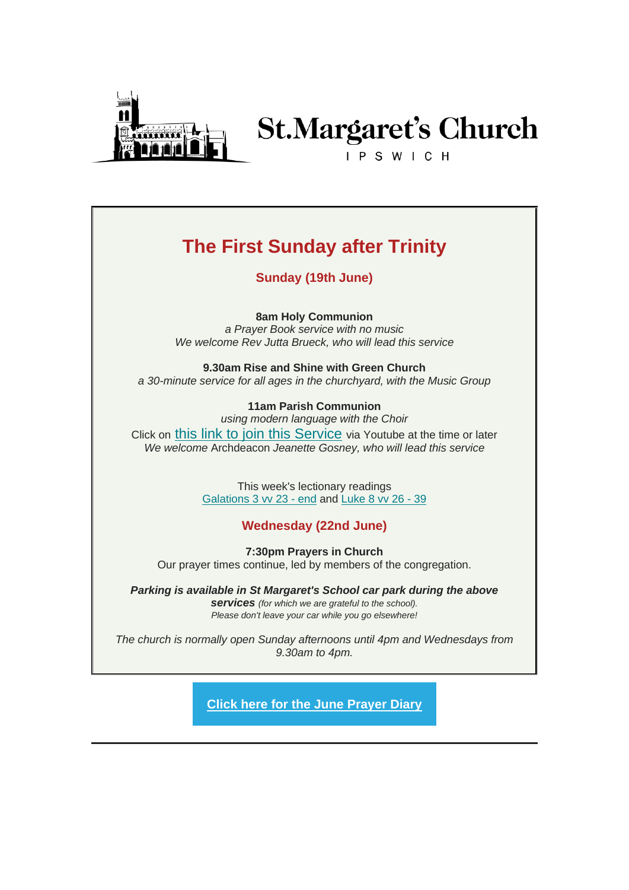# St.Margaret's Church

IPSWICH

## The First Sunday after Trinity

### Sunday (19th June)

**8am Holy Communion**
*a Prayer Book service with no music*
*We welcome Rev Jutta Brueck, who will lead this service*

**9.30am Rise and Shine with Green Church**
*a 30-minute service for all ages in the churchyard, with the Music Group*

**11am Parish Communion**
*using modern language with the Choir*
Click on this link to join this Service via Youtube at the time or later
*We welcome* Archdeacon *Jeanette Gosney, who will lead this service*

This week's lectionary readings
Galations 3 vv 23 - end and Luke 8 vv 26 - 39

### Wednesday (22nd June)

**7:30pm Prayers in Church**
Our prayer times continue, led by members of the congregation.

***Parking is available in St Margaret's School car park during the above services*** *(for which we are grateful to the school).*
*Please don't leave your car while you go elsewhere!*

*The church is normally open Sunday afternoons until 4pm and Wednesdays from 9.30am to 4pm.*

**Click here for the June Prayer Diary**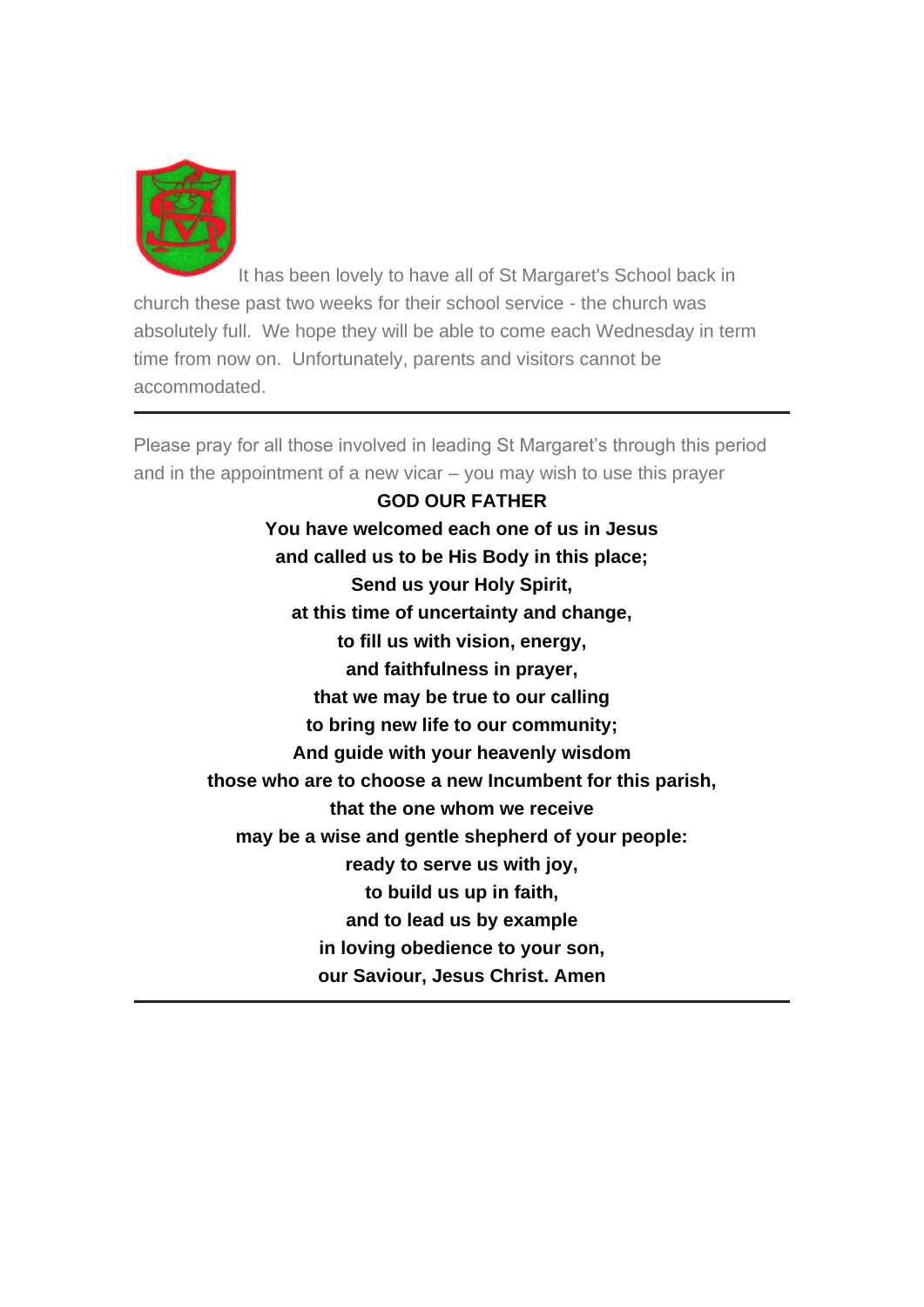It has been lovely to have all of St Margaret's School back in church these past two weeks for their school service - the church was absolutely full. We hope they will be able to come each Wednesday in term time from now on. Unfortunately, parents and visitors cannot be accommodated.

---

Please pray for all those involved in leading St Margaret's through this period and in the appointment of a new vicar – you may wish to use this prayer

**GOD OUR FATHER**
**You have welcomed each one of us in Jesus**
**and called us to be His Body in this place;**
**Send us your Holy Spirit,**
**at this time of uncertainty and change,**
**to fill us with vision, energy,**
**and faithfulness in prayer,**
**that we may be true to our calling**
**to bring new life to our community;**
**And guide with your heavenly wisdom**
**those who are to choose a new Incumbent for this parish,**
**that the one whom we receive**
**may be a wise and gentle shepherd of your people:**
**ready to serve us with joy,**
**to build us up in faith,**
**and to lead us by example**
**in loving obedience to your son,**
**our Saviour, Jesus Christ. Amen**

---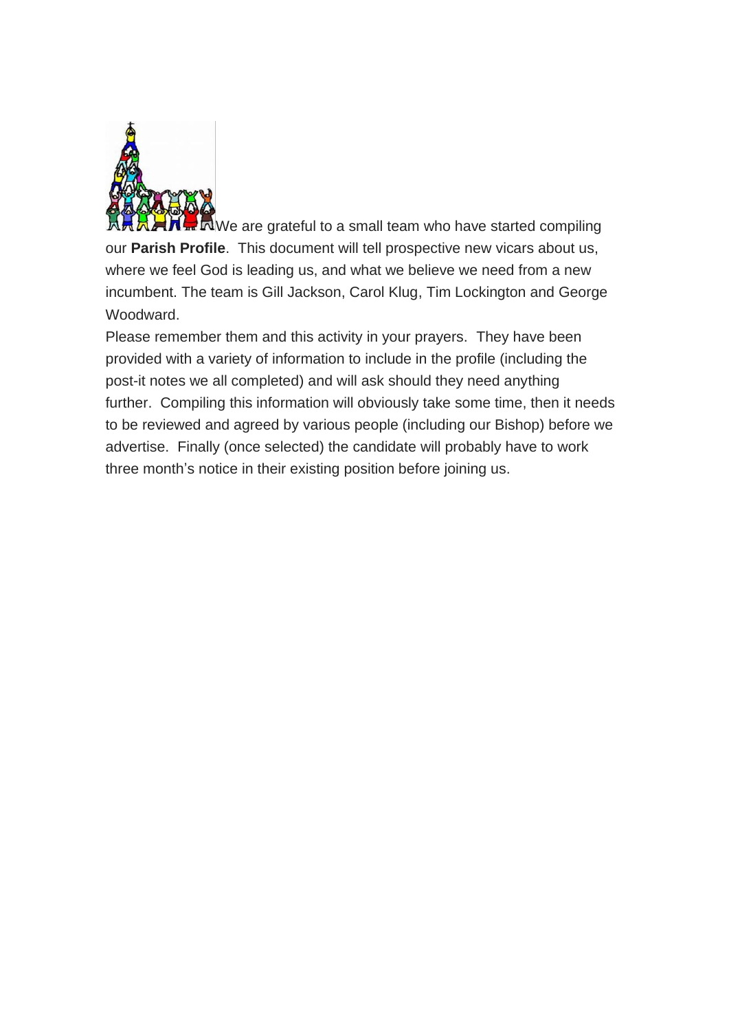We are grateful to a small team who have started compiling our **Parish Profile**. This document will tell prospective new vicars about us, where we feel God is leading us, and what we believe we need from a new incumbent. The team is Gill Jackson, Carol Klug, Tim Lockington and George Woodward.

Please remember them and this activity in your prayers. They have been provided with a variety of information to include in the profile (including the post-it notes we all completed) and will ask should they need anything further. Compiling this information will obviously take some time, then it needs to be reviewed and agreed by various people (including our Bishop) before we advertise. Finally (once selected) the candidate will probably have to work three month's notice in their existing position before joining us.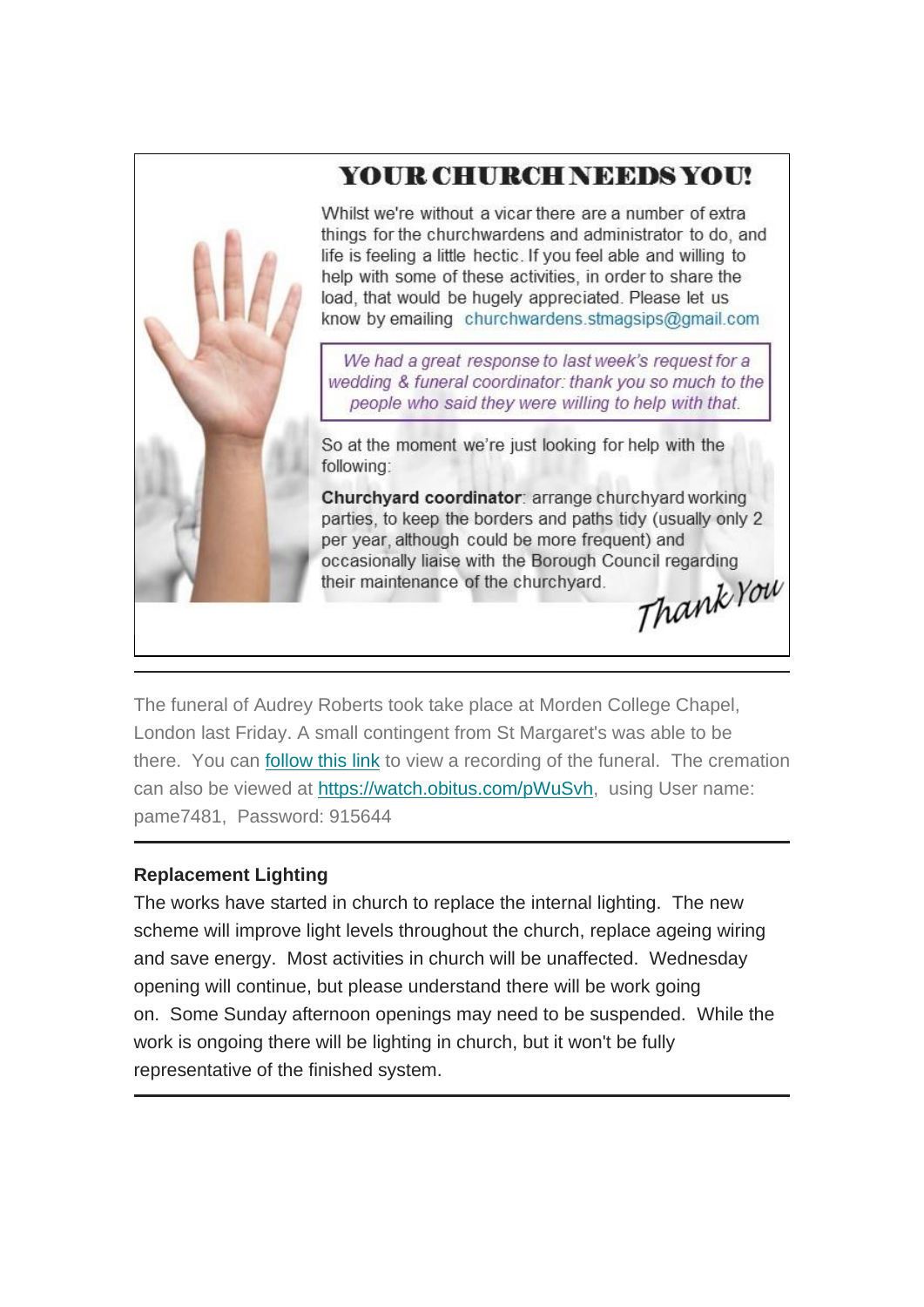## YOUR CHURCH NEEDS YOU!

Whilst we're without a vicar there are a number of extra things for the churchwardens and administrator to do, and life is feeling a little hectic. If you feel able and willing to help with some of these activities, in order to share the load, that would be hugely appreciated. Please let us know by emailing churchwardens.stmagsips@gmail.com

*We had a great response to last week's request for a wedding & funeral coordinator: thank you so much to the people who said they were willing to help with that.*

So at the moment we're just looking for help with the following:

**Churchyard coordinator**: arrange churchyard working parties, to keep the borders and paths tidy (usually only 2 per year, although could be more frequent) and occasionally liaise with the Borough Council regarding their maintenance of the churchyard.

Thank You

---

The funeral of Audrey Roberts took take place at Morden College Chapel, London last Friday. A small contingent from St Margaret's was able to be there. You can follow this link to view a recording of the funeral. The cremation can also be viewed at https://watch.obitus.com/pWuSvh, using User name: pame7481, Password: 915644

---

**Replacement Lighting**

The works have started in church to replace the internal lighting. The new scheme will improve light levels throughout the church, replace ageing wiring and save energy. Most activities in church will be unaffected. Wednesday opening will continue, but please understand there will be work going on. Some Sunday afternoon openings may need to be suspended. While the work is ongoing there will be lighting in church, but it won't be fully representative of the finished system.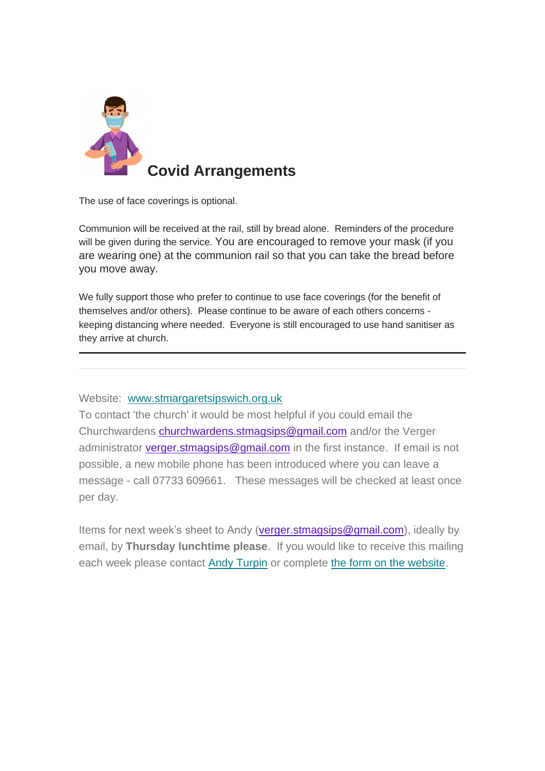## Covid Arrangements

The use of face coverings is optional.

Communion will be received at the rail, still by bread alone. Reminders of the procedure will be given during the service. You are encouraged to remove your mask (if you are wearing one) at the communion rail so that you can take the bread before you move away.

We fully support those who prefer to continue to use face coverings (for the benefit of themselves and/or others). Please continue to be aware of each others concerns - keeping distancing where needed. Everyone is still encouraged to use hand sanitiser as they arrive at church.

---

Website: [www.stmargaretsipswich.org.uk](http://www.stmargaretsipswich.org.uk)

To contact 'the church' it would be most helpful if you could email the Churchwardens churchwardens.stmagsips@gmail.com and/or the Verger administrator verger.stmagsips@gmail.com in the first instance. If email is not possible, a new mobile phone has been introduced where you can leave a message - call 07733 609661. These messages will be checked at least once per day.

Items for next week's sheet to Andy (verger.stmagsips@gmail.com), ideally by email, by **Thursday lunchtime please**. If you would like to receive this mailing each week please contact Andy Turpin or complete the form on the website.